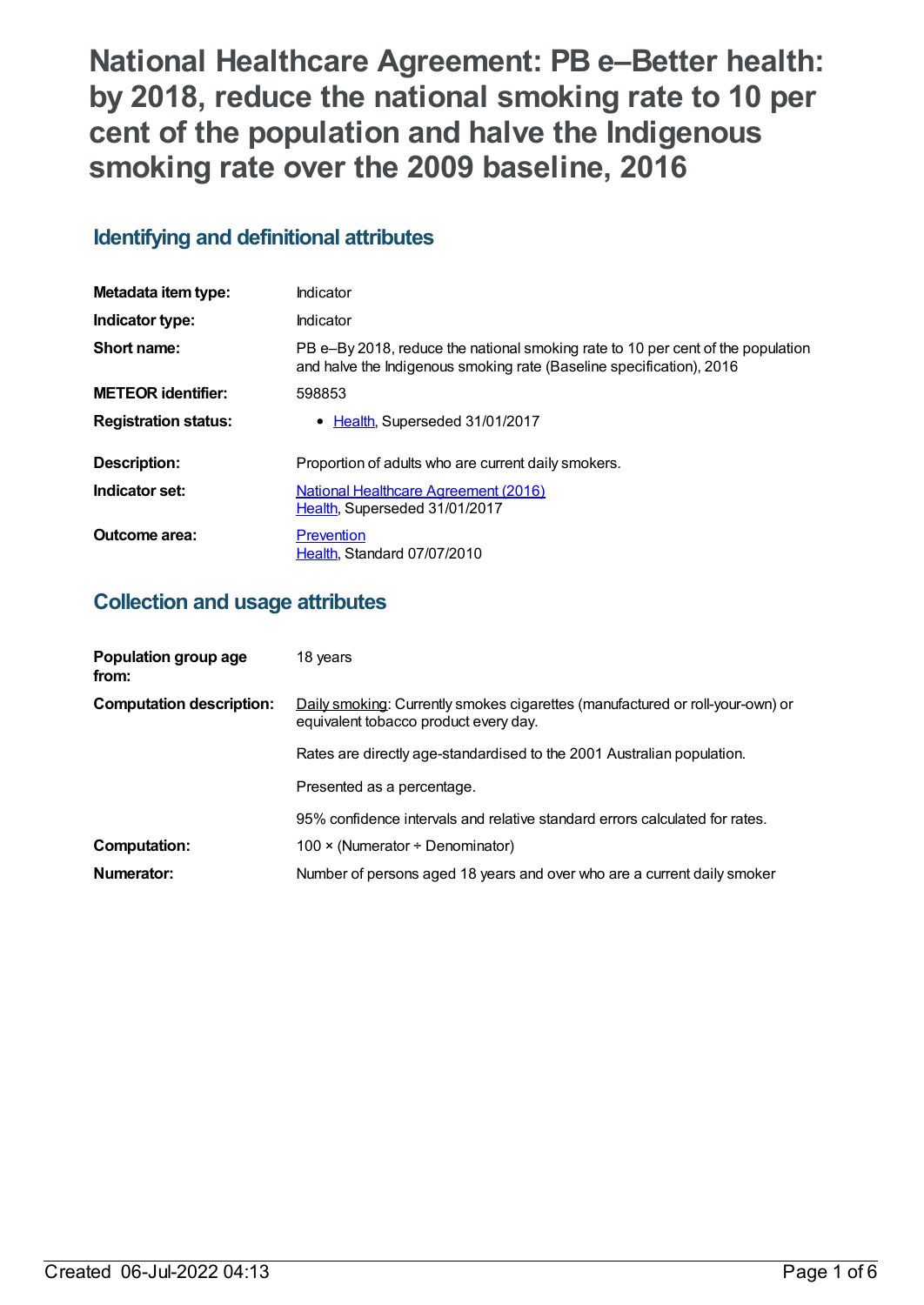# National Healthcare Agreement: PB e–Better health: by 2018, reduce the national smoking rate to 10 per cent of the population and halve the Indigenous smoking rate over the 2009 baseline, 2016

## Identifying and definitional attributes

| | |
|---|---|
| **Metadata item type:** | Indicator |
| **Indicator type:** | Indicator |
| **Short name:** | PB e–By 2018, reduce the national smoking rate to 10 per cent of the population and halve the Indigenous smoking rate (Baseline specification), 2016 |
| **METEOR identifier:** | 598853 |
| **Registration status:** | • Health, Superseded 31/01/2017 |
| **Description:** | Proportion of adults who are current daily smokers. |
| **Indicator set:** | National Healthcare Agreement (2016)<br>Health, Superseded 31/01/2017 |
| **Outcome area:** | Prevention<br>Health, Standard 07/07/2010 |

## Collection and usage attributes

| | |
|---|---|
| **Population group age from:** | 18 years |
| **Computation description:** | Daily smoking: Currently smokes cigarettes (manufactured or roll-your-own) or equivalent tobacco product every day.<br><br>Rates are directly age-standardised to the 2001 Australian population.<br><br>Presented as a percentage.<br><br>95% confidence intervals and relative standard errors calculated for rates. |
| **Computation:** | 100 × (Numerator ÷ Denominator) |
| **Numerator:** | Number of persons aged 18 years and over who are a current daily smoker |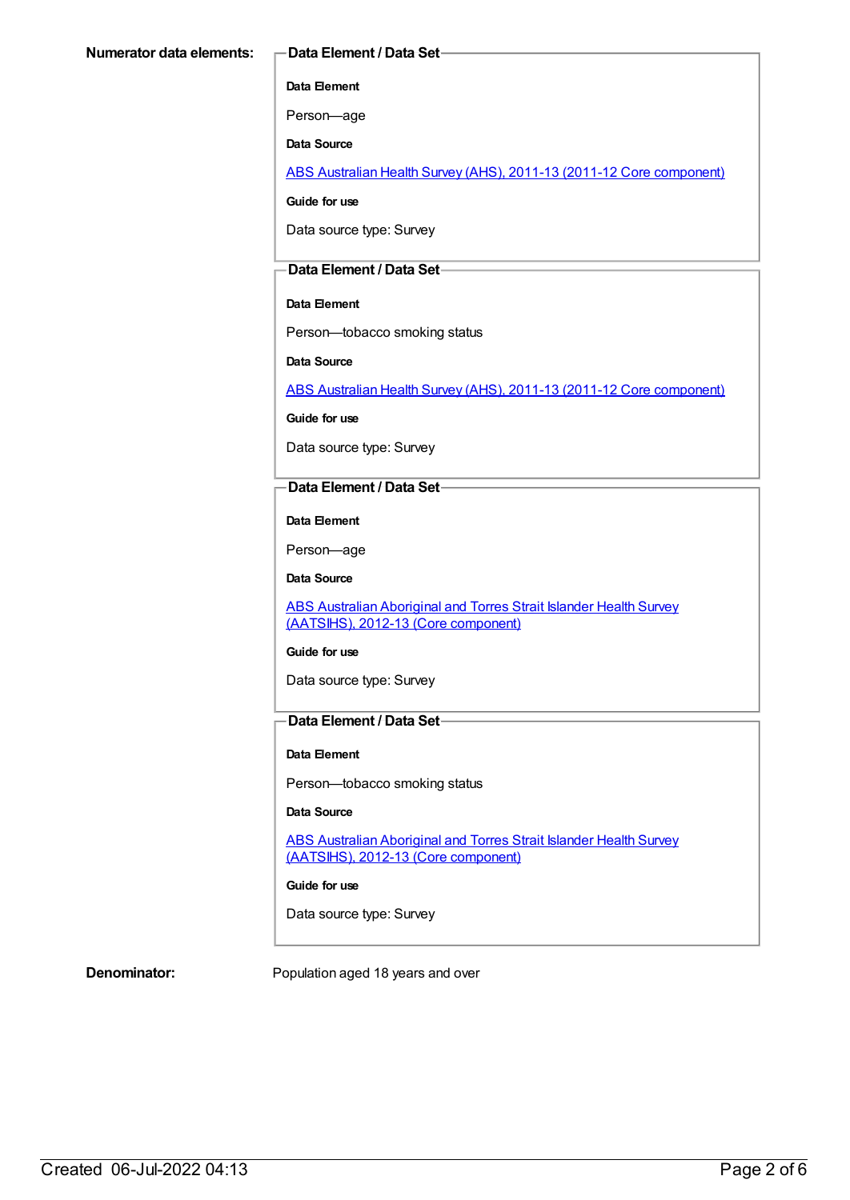**Numerator data elements:**

**Data Element / Data Set**

**Data Element**

Person—age

**Data Source**

ABS Australian Health Survey (AHS), 2011-13 (2011-12 Core component)

**Guide for use**

Data source type: Survey

**Data Element / Data Set**

**Data Element**

Person—tobacco smoking status

**Data Source**

ABS Australian Health Survey (AHS), 2011-13 (2011-12 Core component)

**Guide for use**

Data source type: Survey

**Data Element / Data Set**

**Data Element**

Person—age

**Data Source**

ABS Australian Aboriginal and Torres Strait Islander Health Survey (AATSIHS), 2012-13 (Core component)

**Guide for use**

Data source type: Survey

**Data Element / Data Set**

**Data Element**

Person—tobacco smoking status

**Data Source**

ABS Australian Aboriginal and Torres Strait Islander Health Survey (AATSIHS), 2012-13 (Core component)

**Guide for use**

Data source type: Survey

**Denominator:** Population aged 18 years and over

Created 06-Jul-2022 04:13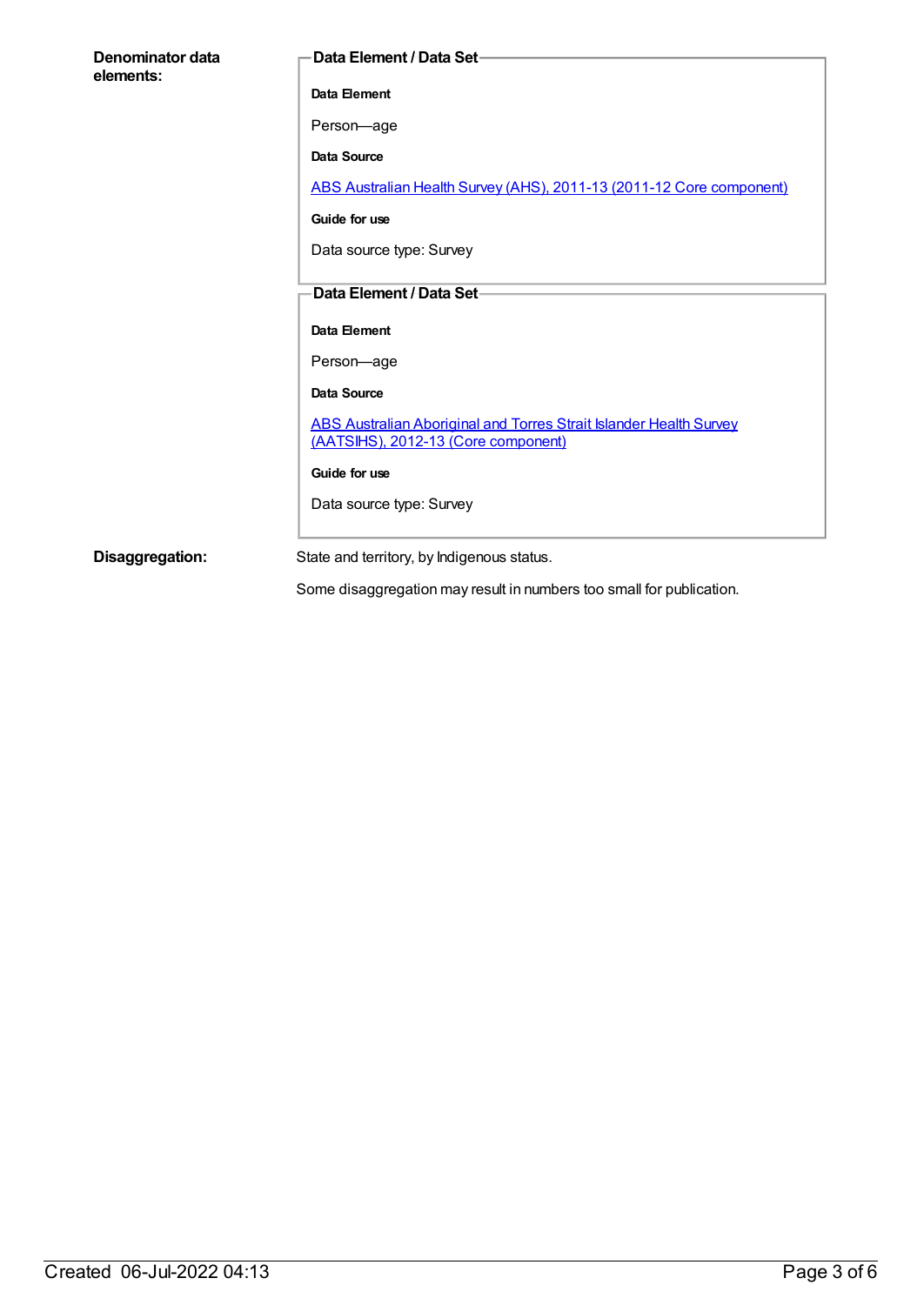**Denominator data elements:**

**Data Element / Data Set**

**Data Element**

Person—age

**Data Source**

[ABS Australian Health Survey (AHS), 2011-13 (2011-12 Core component)]

**Guide for use**

Data source type: Survey

**Data Element / Data Set**

**Data Element**

Person—age

**Data Source**

[ABS Australian Aboriginal and Torres Strait Islander Health Survey (AATSIHS), 2012-13 (Core component)]

**Guide for use**

Data source type: Survey

**Disaggregation:**

State and territory, by Indigenous status.

Some disaggregation may result in numbers too small for publication.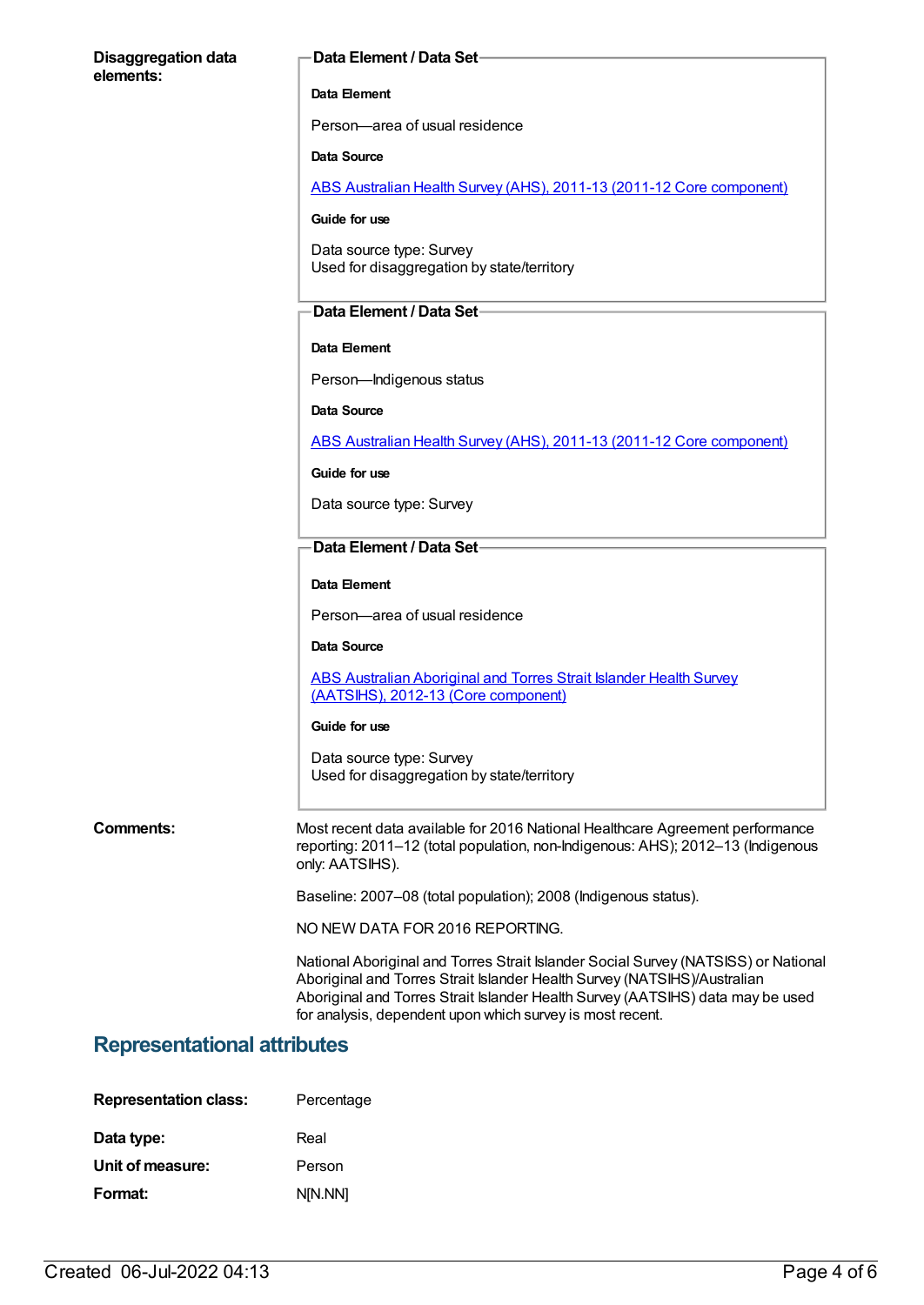**Disaggregation data elements:**

**Data Element / Data Set**

**Data Element**

Person—area of usual residence

**Data Source**

ABS Australian Health Survey (AHS), 2011-13 (2011-12 Core component)

**Guide for use**

Data source type: Survey
Used for disaggregation by state/territory

**Data Element / Data Set**

**Data Element**

Person—Indigenous status

**Data Source**

ABS Australian Health Survey (AHS), 2011-13 (2011-12 Core component)

**Guide for use**

Data source type: Survey

**Data Element / Data Set**

**Data Element**

Person—area of usual residence

**Data Source**

ABS Australian Aboriginal and Torres Strait Islander Health Survey (AATSIHS), 2012-13 (Core component)

**Guide for use**

Data source type: Survey
Used for disaggregation by state/territory

**Comments:**

Most recent data available for 2016 National Healthcare Agreement performance reporting: 2011–12 (total population, non-Indigenous: AHS); 2012–13 (Indigenous only: AATSIHS).

Baseline: 2007–08 (total population); 2008 (Indigenous status).

NO NEW DATA FOR 2016 REPORTING.

National Aboriginal and Torres Strait Islander Social Survey (NATSISS) or National Aboriginal and Torres Strait Islander Health Survey (NATSIHS)/Australian Aboriginal and Torres Strait Islander Health Survey (AATSIHS) data may be used for analysis, dependent upon which survey is most recent.

## Representational attributes

**Representation class:** Percentage

**Data type:** Real

**Unit of measure:** Person

**Format:** N[N.NN]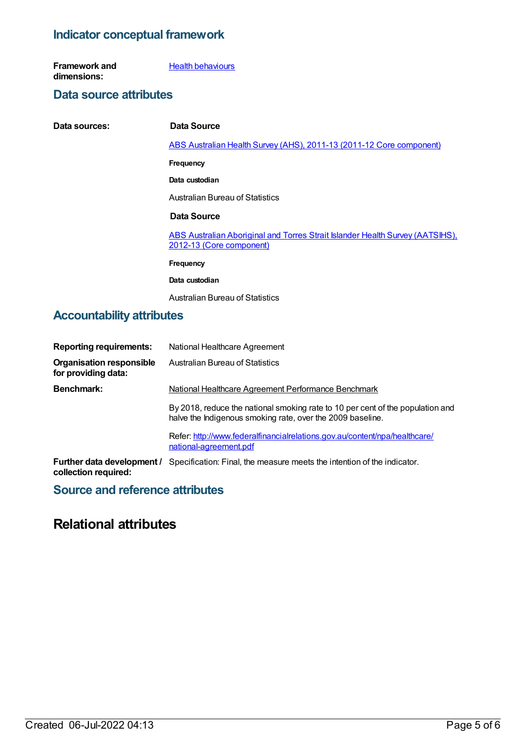## Indicator conceptual framework

**Framework and dimensions:** [Health behaviours]

## Data source attributes

**Data sources:**

**Data Source**

[ABS Australian Health Survey (AHS), 2011-13 (2011-12 Core component)]

**Frequency**

**Data custodian**

Australian Bureau of Statistics

**Data Source**

[ABS Australian Aboriginal and Torres Strait Islander Health Survey (AATSIHS), 2012-13 (Core component)]

**Frequency**

**Data custodian**

Australian Bureau of Statistics

## Accountability attributes

**Reporting requirements:** National Healthcare Agreement

**Organisation responsible for providing data:** Australian Bureau of Statistics

**Benchmark:** National Healthcare Agreement Performance Benchmark

By 2018, reduce the national smoking rate to 10 per cent of the population and halve the Indigenous smoking rate, over the 2009 baseline.

Refer: http://www.federalfinancialrelations.gov.au/content/npa/healthcare/national-agreement.pdf

**Further data development / collection required:** Specification: Final, the measure meets the intention of the indicator.

## Source and reference attributes

# Relational attributes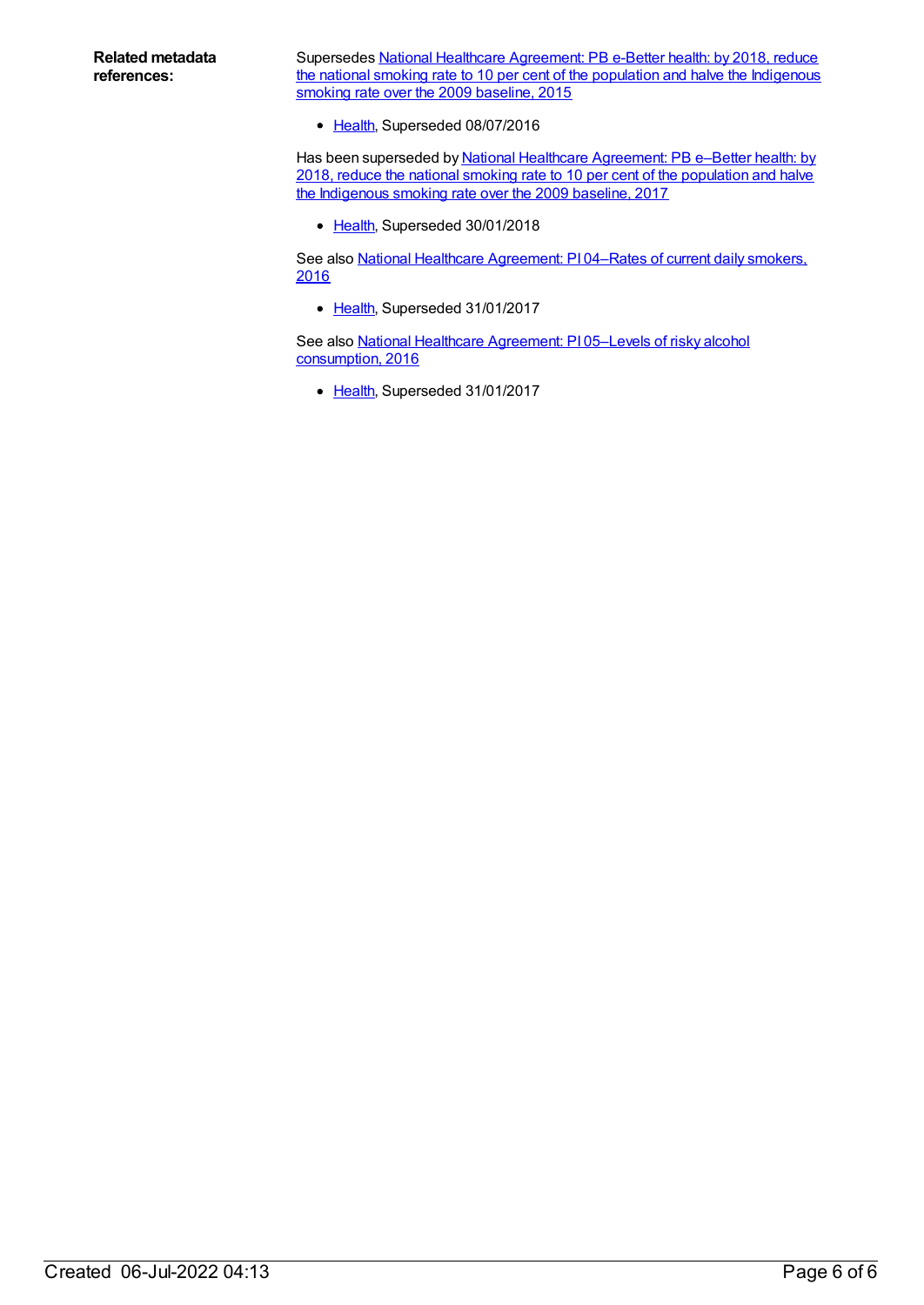**Related metadata references:**

Supersedes National Healthcare Agreement: PB e-Better health: by 2018, reduce the national smoking rate to 10 per cent of the population and halve the Indigenous smoking rate over the 2009 baseline, 2015

- Health, Superseded 08/07/2016

Has been superseded by National Healthcare Agreement: PB e–Better health: by 2018, reduce the national smoking rate to 10 per cent of the population and halve the Indigenous smoking rate over the 2009 baseline, 2017

- Health, Superseded 30/01/2018

See also National Healthcare Agreement: PI 04–Rates of current daily smokers, 2016

- Health, Superseded 31/01/2017

See also National Healthcare Agreement: PI 05–Levels of risky alcohol consumption, 2016

- Health, Superseded 31/01/2017